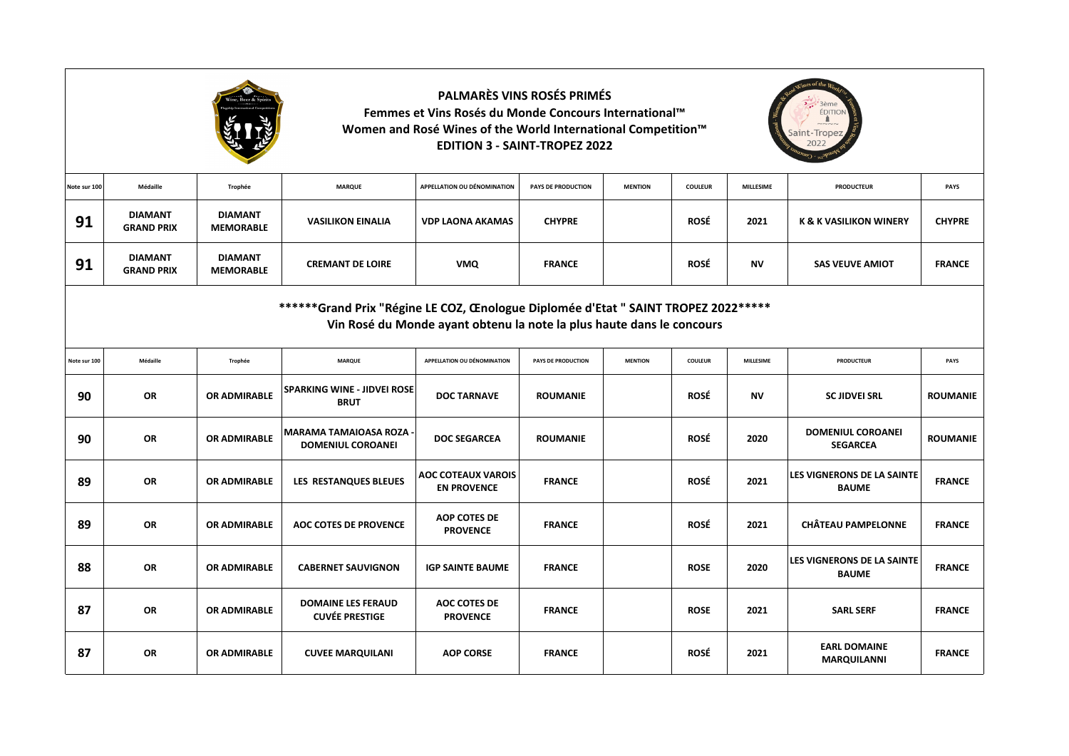# PALMARÈS VINS ROSÉS PRIMÉS

**Femmes et Vins Rosés du Monde Concours International™**
**Women and Rosé Wines of the World International Competition™**
**EDITION 3 - SAINT-TROPEZ 2022**

| Note sur 100 | Médaille | Trophée | MARQUE | APPELLATION OU DÉNOMINATION | PAYS DE PRODUCTION | MENTION | COULEUR | MILLESIME | PRODUCTEUR | PAYS |
|---|---|---|---|---|---|---|---|---|---|---|
| 91 | DIAMANT GRAND PRIX | DIAMANT MEMORABLE | VASILIKON EINALIA | VDP LAONA AKAMAS | CHYPRE | | ROSÉ | 2021 | K & K VASILIKON WINERY | CHYPRE |
| 91 | DIAMANT GRAND PRIX | DIAMANT MEMORABLE | CREMANT DE LOIRE | VMQ | FRANCE | | ROSÉ | NV | SAS VEUVE AMIOT | FRANCE |

**\*\*\*\*\*\*Grand Prix "Régine LE COZ, Œnologue Diplomée d'Etat " SAINT TROPEZ 2022\*\*\*\*\***
**Vin Rosé du Monde ayant obtenu la note la plus haute dans le concours**

| Note sur 100 | Médaille | Trophée | MARQUE | APPELLATION OU DÉNOMINATION | PAYS DE PRODUCTION | MENTION | COULEUR | MILLESIME | PRODUCTEUR | PAYS |
|---|---|---|---|---|---|---|---|---|---|---|
| 90 | OR | OR ADMIRABLE | SPARKING WINE - JIDVEI ROSE BRUT | DOC TARNAVE | ROUMANIE | | ROSÉ | NV | SC JIDVEI SRL | ROUMANIE |
| 90 | OR | OR ADMIRABLE | MARAMA TAMAIOASA ROZA - DOMENIUL COROANEI | DOC SEGARCEA | ROUMANIE | | ROSÉ | 2020 | DOMENIUL COROANEI SEGARCEA | ROUMANIE |
| 89 | OR | OR ADMIRABLE | LES RESTANQUES BLEUES | AOC COTEAUX VAROIS EN PROVENCE | FRANCE | | ROSÉ | 2021 | LES VIGNERONS DE LA SAINTE BAUME | FRANCE |
| 89 | OR | OR ADMIRABLE | AOC COTES DE PROVENCE | AOP COTES DE PROVENCE | FRANCE | | ROSÉ | 2021 | CHÂTEAU PAMPELONNE | FRANCE |
| 88 | OR | OR ADMIRABLE | CABERNET SAUVIGNON | IGP SAINTE BAUME | FRANCE | | ROSE | 2020 | LES VIGNERONS DE LA SAINTE BAUME | FRANCE |
| 87 | OR | OR ADMIRABLE | DOMAINE LES FERAUD CUVÉE PRESTIGE | AOC COTES DE PROVENCE | FRANCE | | ROSE | 2021 | SARL SERF | FRANCE |
| 87 | OR | OR ADMIRABLE | CUVEE MARQUILANI | AOP CORSE | FRANCE | | ROSÉ | 2021 | EARL DOMAINE MARQUILANNI | FRANCE |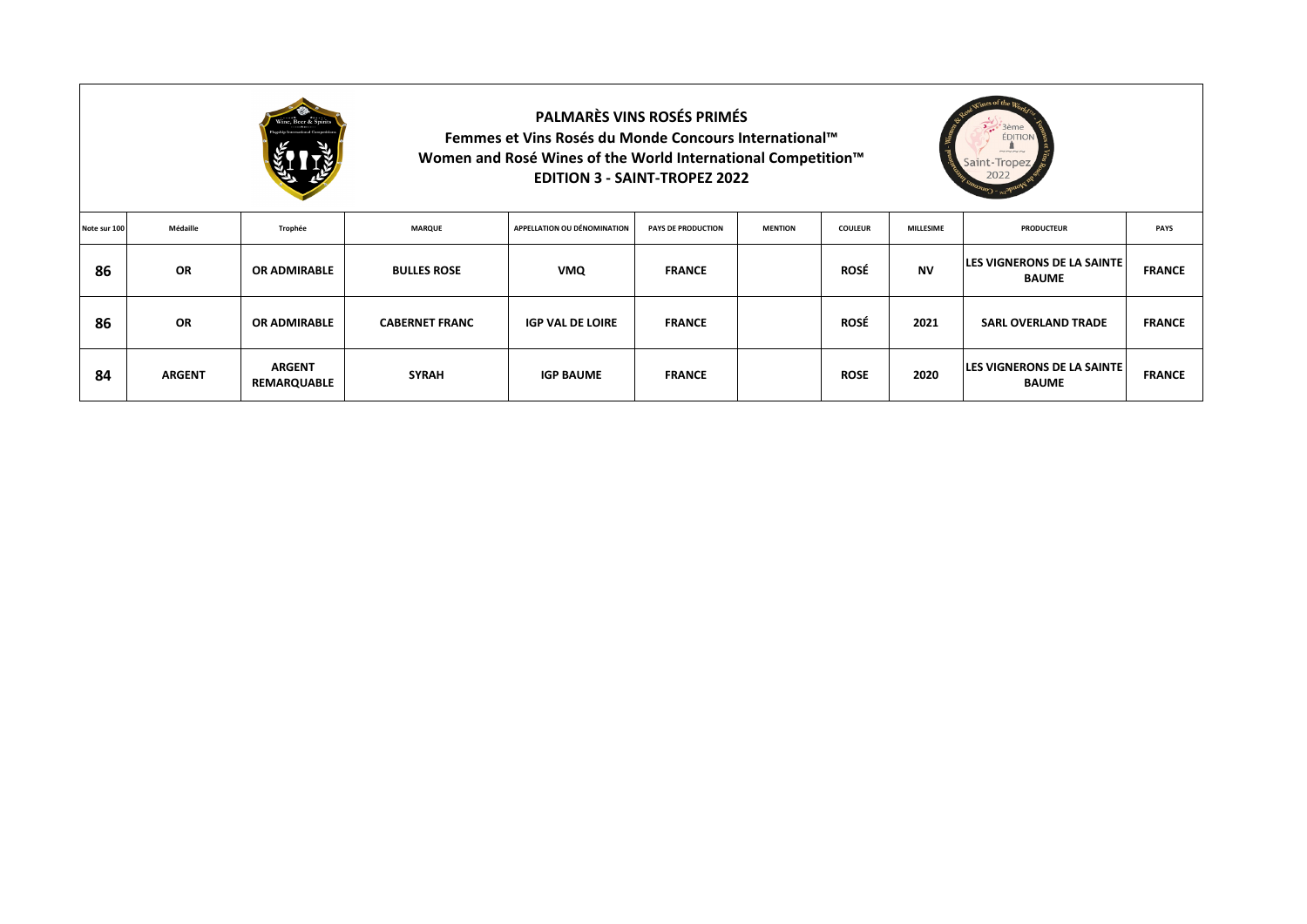# PALMARÈS VINS ROSÉS PRIMÉS
## Femmes et Vins Rosés du Monde Concours International™
## Women and Rosé Wines of the World International Competition™
## EDITION 3 - SAINT-TROPEZ 2022

| Note sur 100 | Médaille | Trophée | MARQUE | APPELLATION OU DÉNOMINATION | PAYS DE PRODUCTION | MENTION | COULEUR | MILLESIME | PRODUCTEUR | PAYS |
|---|---|---|---|---|---|---|---|---|---|---|
| 86 | OR | OR ADMIRABLE | BULLES ROSE | VMQ | FRANCE | | ROSÉ | NV | LES VIGNERONS DE LA SAINTE BAUME | FRANCE |
| 86 | OR | OR ADMIRABLE | CABERNET FRANC | IGP VAL DE LOIRE | FRANCE | | ROSÉ | 2021 | SARL OVERLAND TRADE | FRANCE |
| 84 | ARGENT | ARGENT REMARQUABLE | SYRAH | IGP BAUME | FRANCE | | ROSE | 2020 | LES VIGNERONS DE LA SAINTE BAUME | FRANCE |